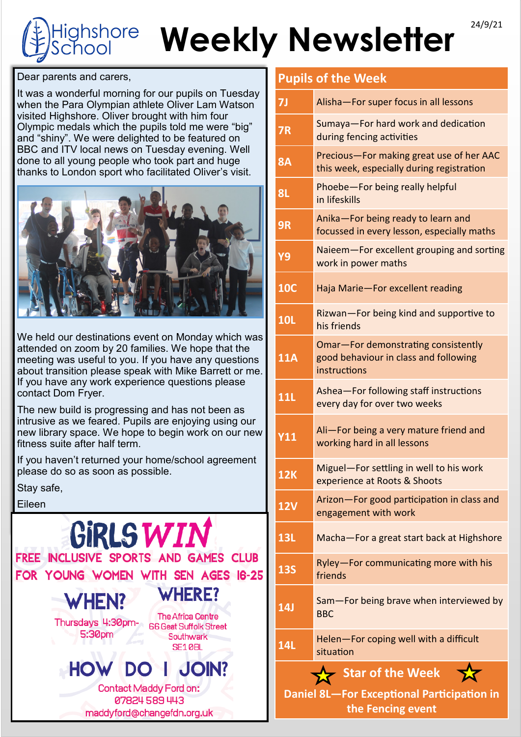Highshore School

# Weekly Newsletter

24/9/21

Dear parents and carers,

It was a wonderful morning for our pupils on Tuesday when the Para Olympian athlete Oliver Lam Watson visited Highshore. Oliver brought with him four Olympic medals which the pupils told me were “big” and “shiny”. We were delighted to be featured on BBC and ITV local news on Tuesday evening. Well done to all young people who took part and huge thanks to London sport who facilitated Oliver’s visit.

We held our destinations event on Monday which was attended on zoom by 20 families. We hope that the meeting was useful to you. If you have any questions about transition please speak with Mike Barrett or me. If you have any work experience questions please contact Dom Fryer.

The new build is progressing and has not been as intrusive as we feared. Pupils are enjoying using our new library space. We hope to begin work on our new fitness suite after half term.

If you haven’t returned your home/school agreement please do so as soon as possible.

Stay safe,

Eileen

## GIRLS WIN

FREE INCLUSIVE SPORTS AND GAMES CLUB FOR YOUNG WOMEN WITH SEN AGES 16-25

**WHEN?**

Thursdays 4:30pm-5:30pm

**WHERE?**

The Africa Centre
66 Geat Suffolk Street
Southwark
SE1 0BL

**HOW DO I JOIN?**

Contact Maddy Ford on:
07824 589 443
maddyford@changefdn.org.uk

## Pupils of the Week

| Class | Pupil |
|---|---|
| 7J | Alisha—For super focus in all lessons |
| 7R | Sumaya—For hard work and dedication during fencing activities |
| 8A | Precious—For making great use of her AAC this week, especially during registration |
| 8L | Phoebe—For being really helpful in lifeskills |
| 9R | Anika—For being ready to learn and focussed in every lesson, especially maths |
| Y9 | Naieem—For excellent grouping and sorting work in power maths |
| 10C | Haja Marie—For excellent reading |
| 10L | Rizwan—For being kind and supportive to his friends |
| 11A | Omar—For demonstrating consistently good behaviour in class and following instructions |
| 11L | Ashea—For following staff instructions every day for over two weeks |
| Y11 | Ali—For being a very mature friend and working hard in all lessons |
| 12K | Miguel—For settling in well to his work experience at Roots & Shoots |
| 12V | Arizon—For good participation in class and engagement with work |
| 13L | Macha—For a great start back at Highshore |
| 13S | Ryley—For communicating more with his friends |
| 14J | Sam—For being brave when interviewed by BBC |
| 14L | Helen—For coping well with a difficult situation |

### Star of the Week

**Daniel 8L—For Exceptional Participation in the Fencing event**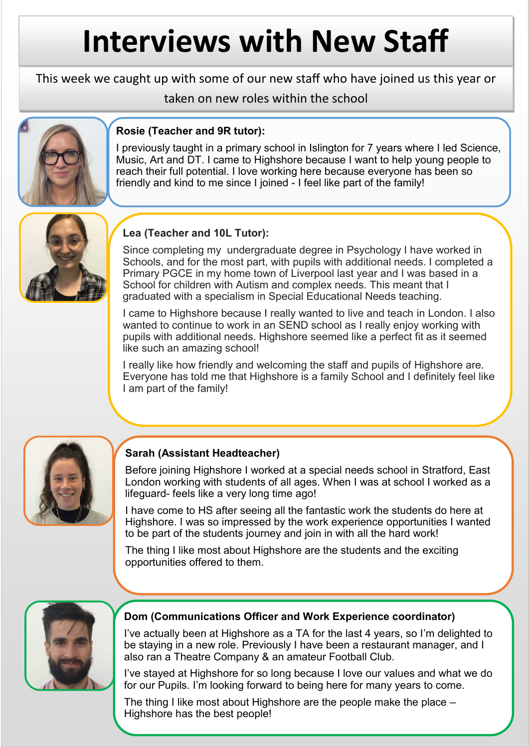# Interviews with New Staff

This week we caught up with some of our new staff who have joined us this year or taken on new roles within the school

**Rosie (Teacher and 9R tutor):**

I previously taught in a primary school in Islington for 7 years where I led Science, Music, Art and DT. I came to Highshore because I want to help young people to reach their full potential. I love working here because everyone has been so friendly and kind to me since I joined - I feel like part of the family!

**Lea (Teacher and 10L Tutor):**

Since completing my  undergraduate degree in Psychology I have worked in Schools, and for the most part, with pupils with additional needs. I completed a Primary PGCE in my home town of Liverpool last year and I was based in a School for children with Autism and complex needs. This meant that I graduated with a specialism in Special Educational Needs teaching.

I came to Highshore because I really wanted to live and teach in London. I also wanted to continue to work in an SEND school as I really enjoy working with pupils with additional needs. Highshore seemed like a perfect fit as it seemed like such an amazing school!

I really like how friendly and welcoming the staff and pupils of Highshore are. Everyone has told me that Highshore is a family School and I definitely feel like I am part of the family!

**Sarah (Assistant Headteacher)**

Before joining Highshore I worked at a special needs school in Stratford, East London working with students of all ages. When I was at school I worked as a lifeguard- feels like a very long time ago!

I have come to HS after seeing all the fantastic work the students do here at Highshore. I was so impressed by the work experience opportunities I wanted to be part of the students journey and join in with all the hard work!

The thing I like most about Highshore are the students and the exciting opportunities offered to them.

**Dom (Communications Officer and Work Experience coordinator)**

I've actually been at Highshore as a TA for the last 4 years, so I'm delighted to be staying in a new role. Previously I have been a restaurant manager, and I also ran a Theatre Company & an amateur Football Club.

I've stayed at Highshore for so long because I love our values and what we do for our Pupils. I'm looking forward to being here for many years to come.

The thing I like most about Highshore are the people make the place – Highshore has the best people!